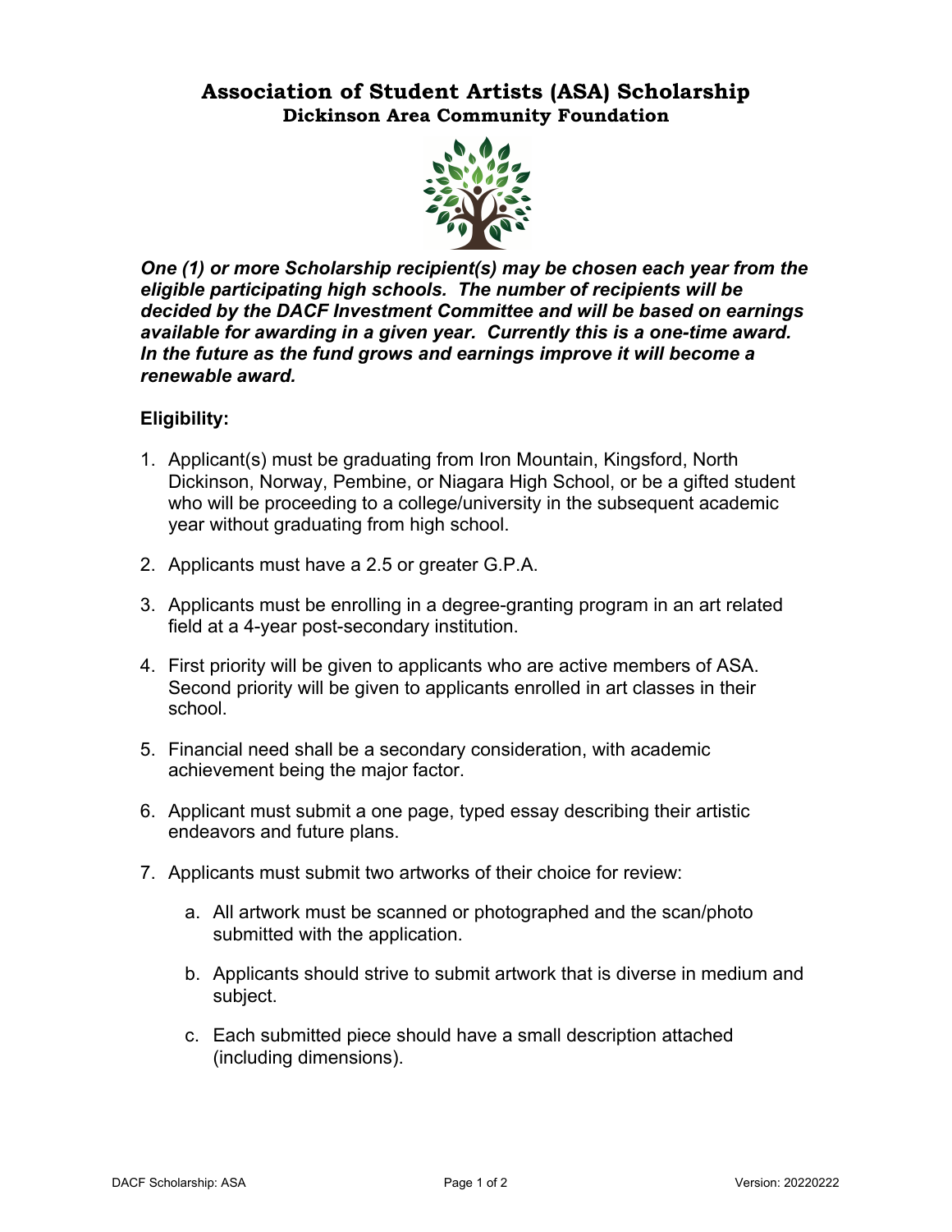# Association of Student Artists (ASA) Scholarship

## Dickinson Area Community Foundation

***One (1) or more Scholarship recipient(s) may be chosen each year from the eligible participating high schools. The number of recipients will be decided by the DACF Investment Committee and will be based on earnings available for awarding in a given year. Currently this is a one-time award. In the future as the fund grows and earnings improve it will become a renewable award.***

**Eligibility:**

1. Applicant(s) must be graduating from Iron Mountain, Kingsford, North Dickinson, Norway, Pembine, or Niagara High School, or be a gifted student who will be proceeding to a college/university in the subsequent academic year without graduating from high school.

2. Applicants must have a 2.5 or greater G.P.A.

3. Applicants must be enrolling in a degree-granting program in an art related field at a 4-year post-secondary institution.

4. First priority will be given to applicants who are active members of ASA. Second priority will be given to applicants enrolled in art classes in their school.

5. Financial need shall be a secondary consideration, with academic achievement being the major factor.

6. Applicant must submit a one page, typed essay describing their artistic endeavors and future plans.

7. Applicants must submit two artworks of their choice for review:

    a. All artwork must be scanned or photographed and the scan/photo submitted with the application.

    b. Applicants should strive to submit artwork that is diverse in medium and subject.

    c. Each submitted piece should have a small description attached (including dimensions).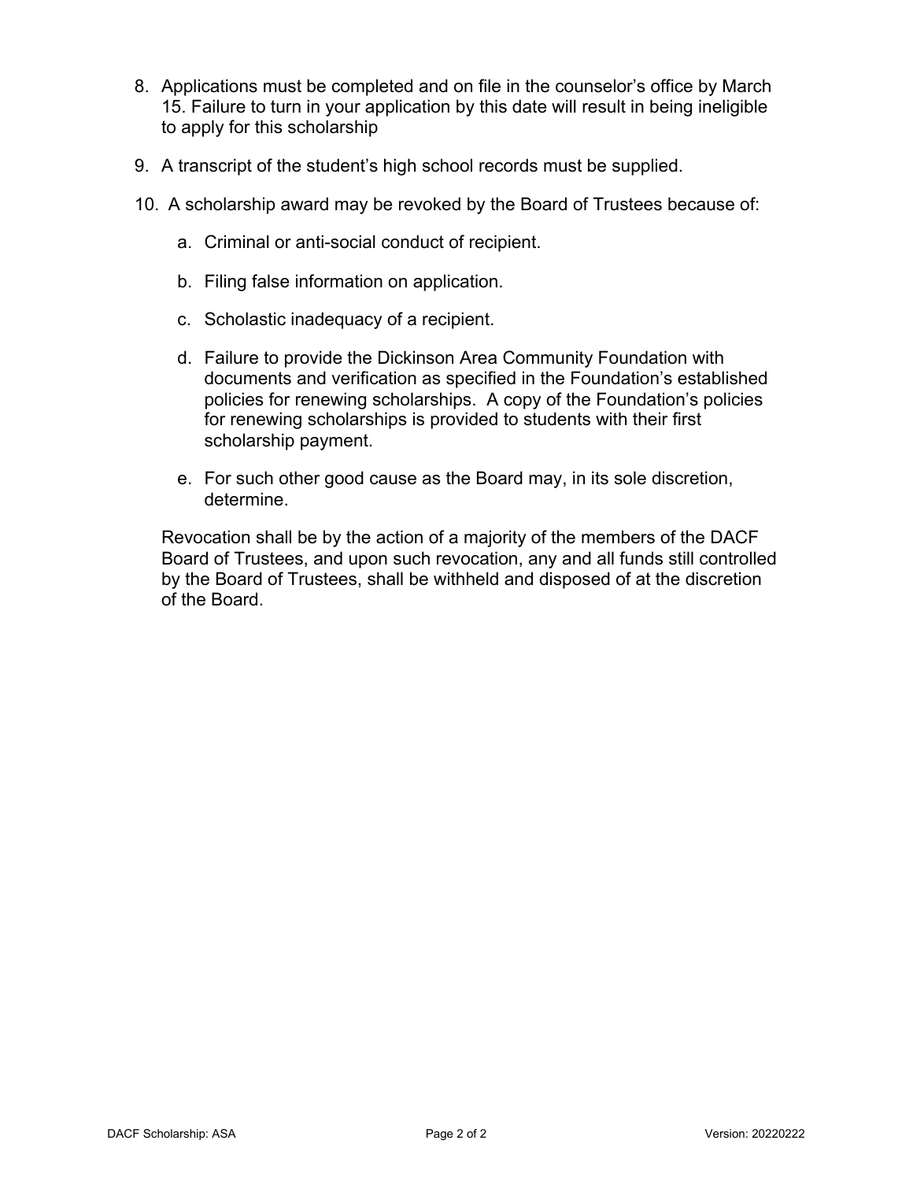8. Applications must be completed and on file in the counselor's office by March 15. Failure to turn in your application by this date will result in being ineligible to apply for this scholarship

9. A transcript of the student's high school records must be supplied.

10. A scholarship award may be revoked by the Board of Trustees because of:

    a. Criminal or anti-social conduct of recipient.

    b. Filing false information on application.

    c. Scholastic inadequacy of a recipient.

    d. Failure to provide the Dickinson Area Community Foundation with documents and verification as specified in the Foundation's established policies for renewing scholarships. A copy of the Foundation's policies for renewing scholarships is provided to students with their first scholarship payment.

    e. For such other good cause as the Board may, in its sole discretion, determine.

    Revocation shall be by the action of a majority of the members of the DACF Board of Trustees, and upon such revocation, any and all funds still controlled by the Board of Trustees, shall be withheld and disposed of at the discretion of the Board.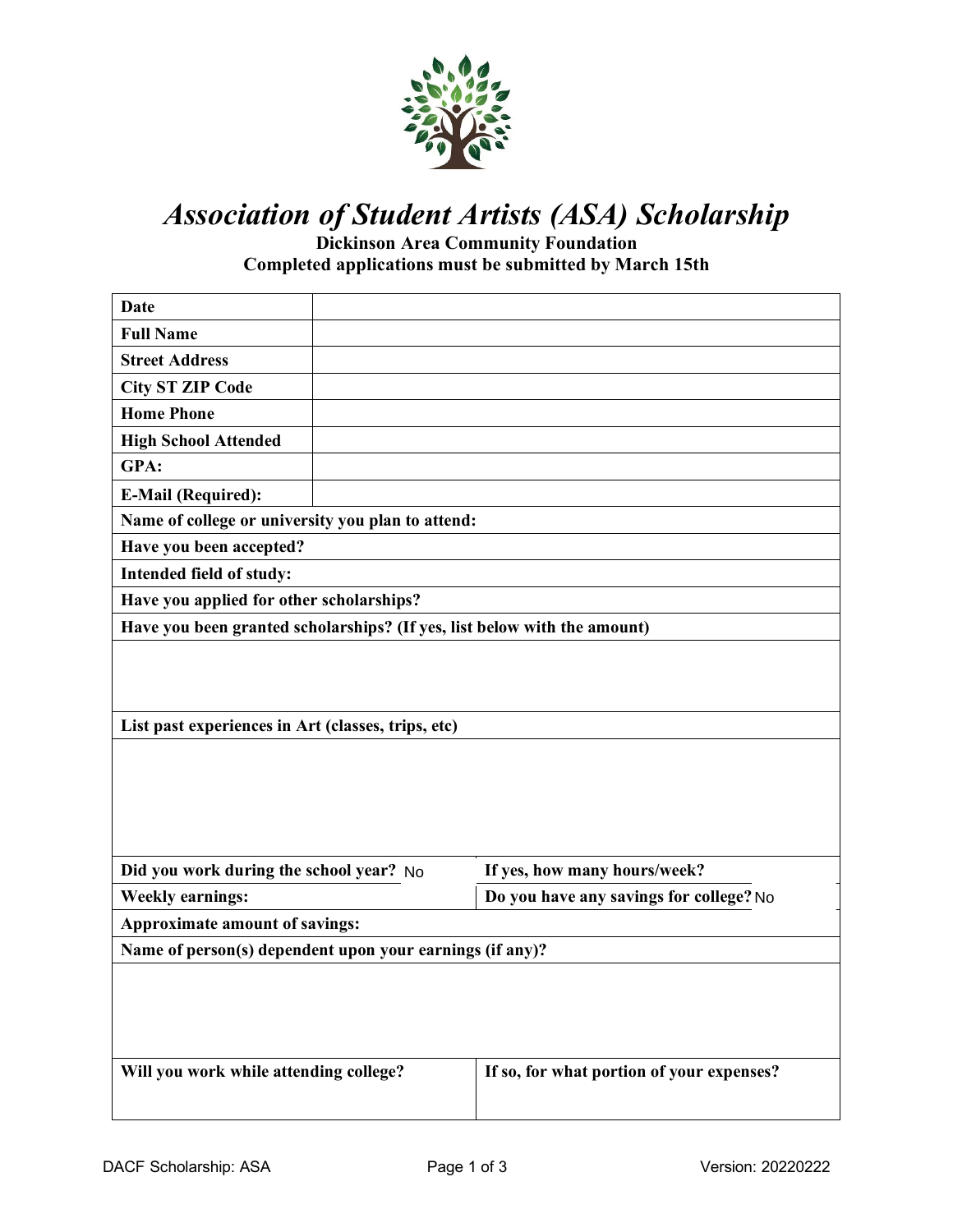# *Association of Student Artists (ASA) Scholarship*

**Dickinson Area Community Foundation**
**Completed applications must be submitted by March 15th**

| | |
|---|---|
| **Date** | |
| **Full Name** | |
| **Street Address** | |
| **City ST ZIP Code** | |
| **Home Phone** | |
| **High School Attended** | |
| **GPA:** | |
| **E-Mail (Required):** | |

**Name of college or university you plan to attend:**

**Have you been accepted?**

**Intended field of study:**

**Have you applied for other scholarships?**

**Have you been granted scholarships? (If yes, list below with the amount)**

**List past experiences in Art (classes, trips, etc)**

| | |
|---|---|
| **Did you work during the school year?** No | **If yes, how many hours/week?** |
| **Weekly earnings:** | **Do you have any savings for college?** No |

**Approximate amount of savings:**

**Name of person(s) dependent upon your earnings (if any)?**

| | |
|---|---|
| **Will you work while attending college?** | **If so, for what portion of your expenses?** |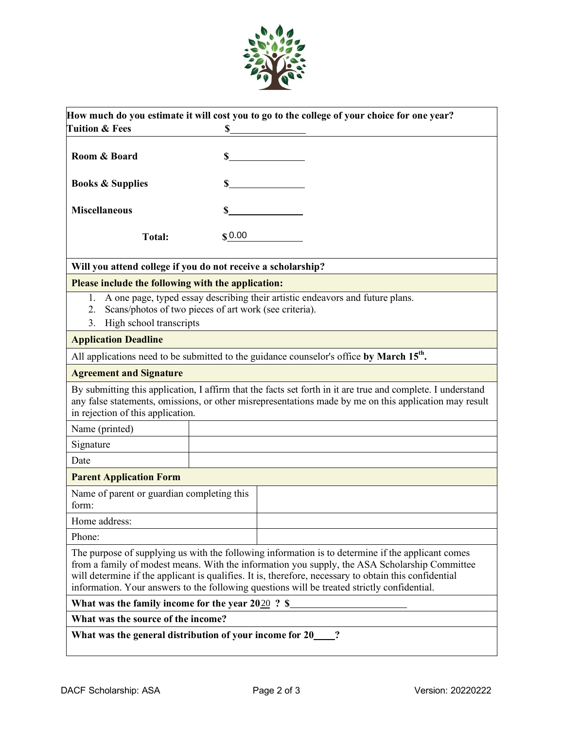| How much do you estimate it will cost you to go to the college of your choice for one year? | |
|---|---|
| **Tuition & Fees** | $________ |
| **Room & Board** | $________ |
| **Books & Supplies** | $________ |
| **Miscellaneous** | $________ |
| **Total:** | $0.00 |

**Will you attend college if you do not receive a scholarship?**

**Please include the following with the application:**

1. A one page, typed essay describing their artistic endeavors and future plans.
2. Scans/photos of two pieces of art work (see criteria).
3. High school transcripts

**Application Deadline**

All applications need to be submitted to the guidance counselor's office **by March 15th.**

**Agreement and Signature**

By submitting this application, I affirm that the facts set forth in it are true and complete. I understand any false statements, omissions, or other misrepresentations made by me on this application may result in rejection of this application.

| Name (printed) | |
|---|---|
| Signature | |
| Date | |

**Parent Application Form**

| Name of parent or guardian completing this form: | |
|---|---|
| Home address: | |
| Phone: | |

The purpose of supplying us with the following information is to determine if the applicant comes from a family of modest means. With the information you supply, the ASA Scholarship Committee will determine if the applicant is qualifies. It is, therefore, necessary to obtain this confidential information. Your answers to the following questions will be treated strictly confidential.

**What was the family income for the year 2020 ? $________**

**What was the source of the income?**

**What was the general distribution of your income for 20____?**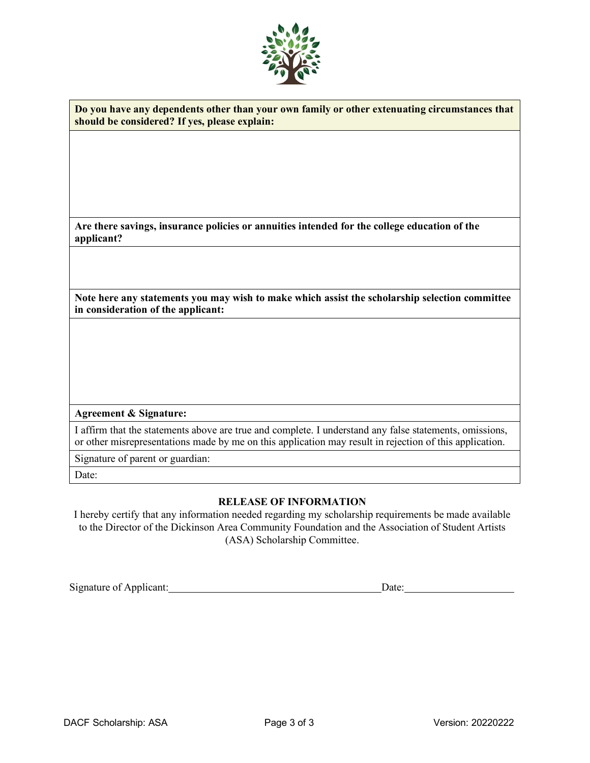**Do you have any dependents other than your own family or other extenuating circumstances that should be considered? If yes, please explain:**

**Are there savings, insurance policies or annuities intended for the college education of the applicant?**

**Note here any statements you may wish to make which assist the scholarship selection committee in consideration of the applicant:**

**Agreement & Signature:**

I affirm that the statements above are true and complete. I understand any false statements, omissions, or other misrepresentations made by me on this application may result in rejection of this application.

Signature of parent or guardian:

Date:

**RELEASE OF INFORMATION**

I hereby certify that any information needed regarding my scholarship requirements be made available to the Director of the Dickinson Area Community Foundation and the Association of Student Artists (ASA) Scholarship Committee.

Signature of Applicant:\_\_\_\_\_\_\_\_\_\_\_\_\_\_\_\_\_\_\_\_\_\_\_\_\_\_\_\_\_\_\_\_\_\_\_\_\_\_\_\_Date:\_\_\_\_\_\_\_\_\_\_\_\_\_\_\_\_\_\_\_\_